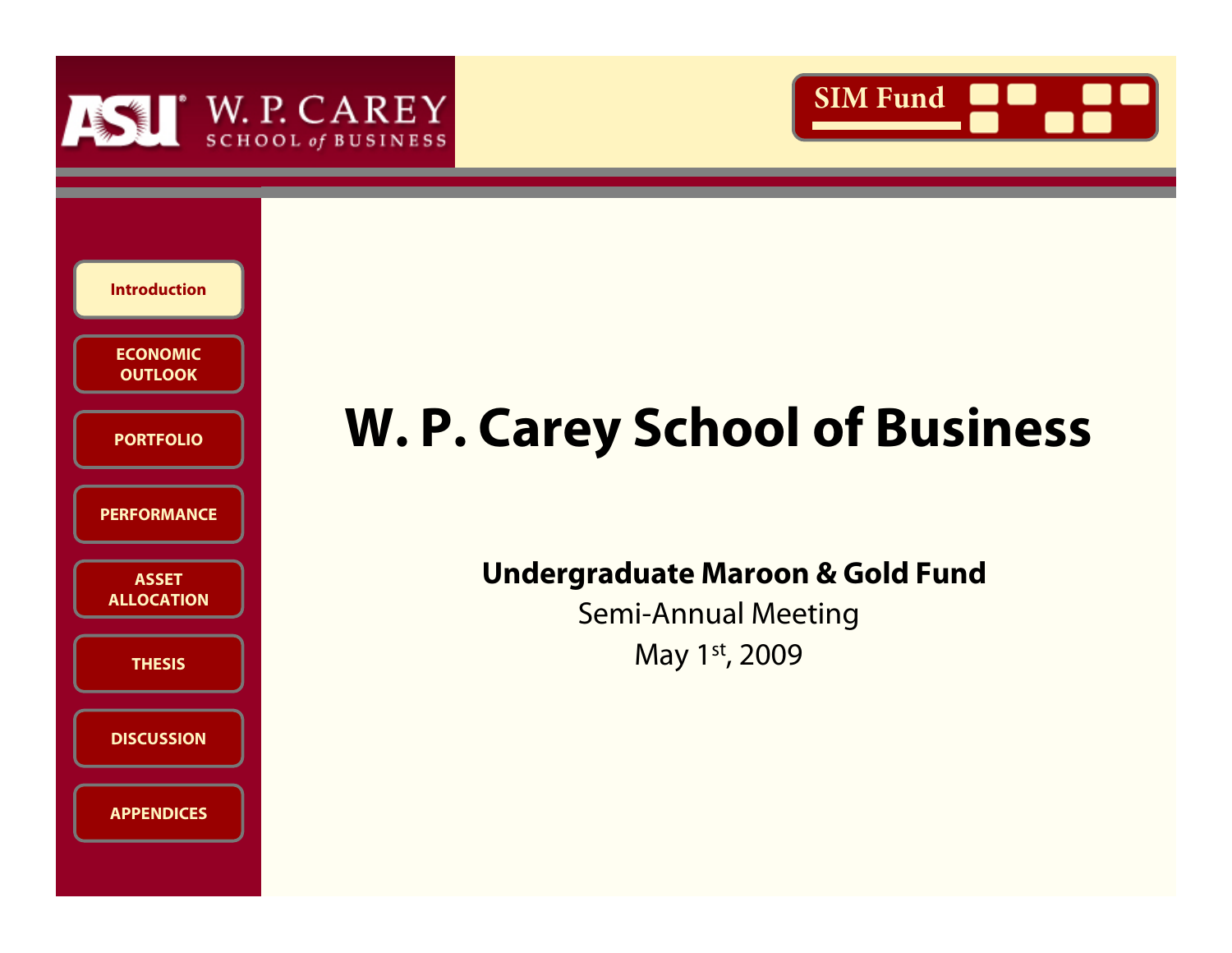# W. P. Carey School of Business

**Undergraduate Maroon & Gold Fund**

Semi-Annual Meeting

May 1st, 2009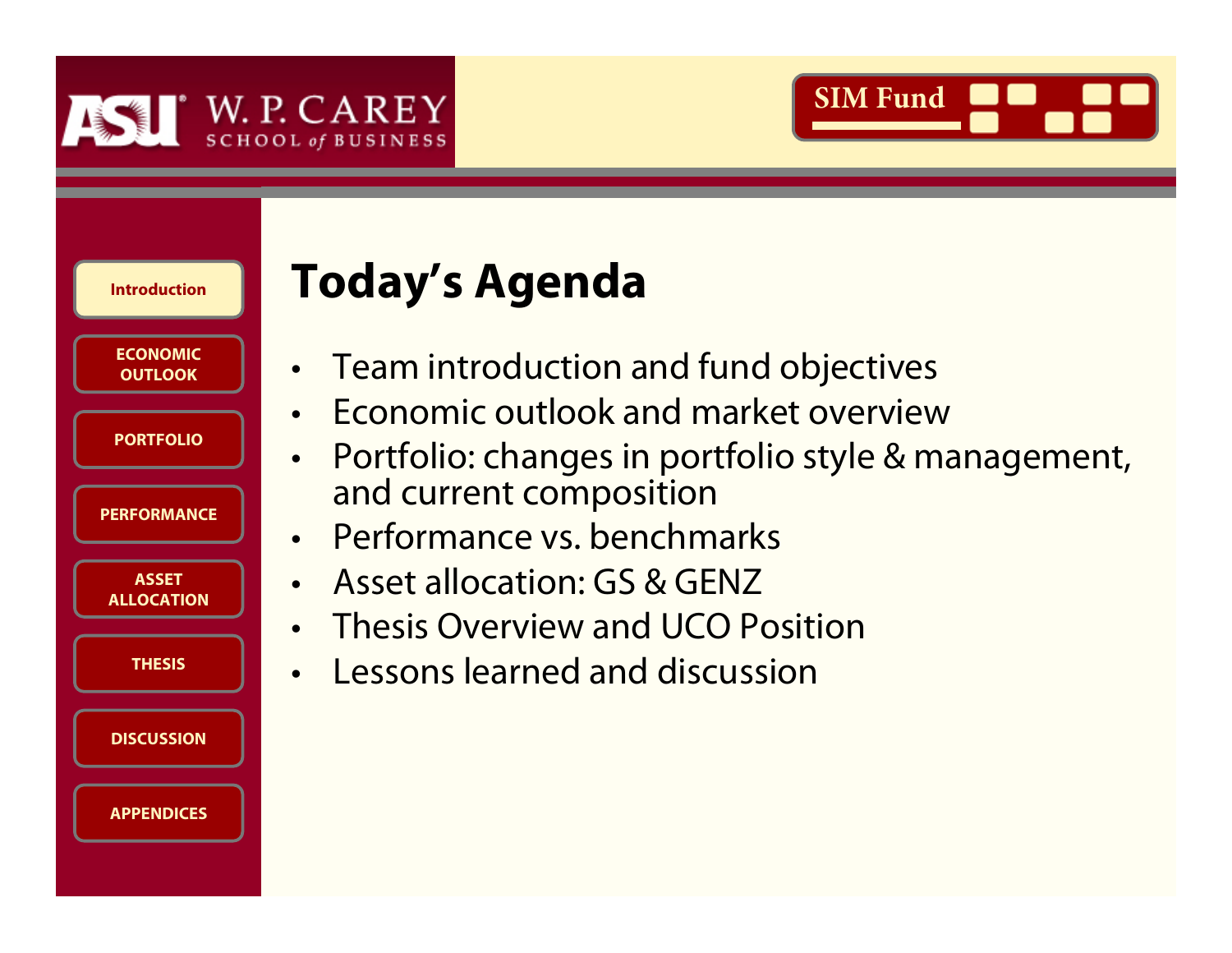# Today's Agenda

- Team introduction and fund objectives
- Economic outlook and market overview
- Portfolio: changes in portfolio style & management, and current composition
- Performance vs. benchmarks
- Asset allocation: GS & GENZ
- Thesis Overview and UCO Position
- Lessons learned and discussion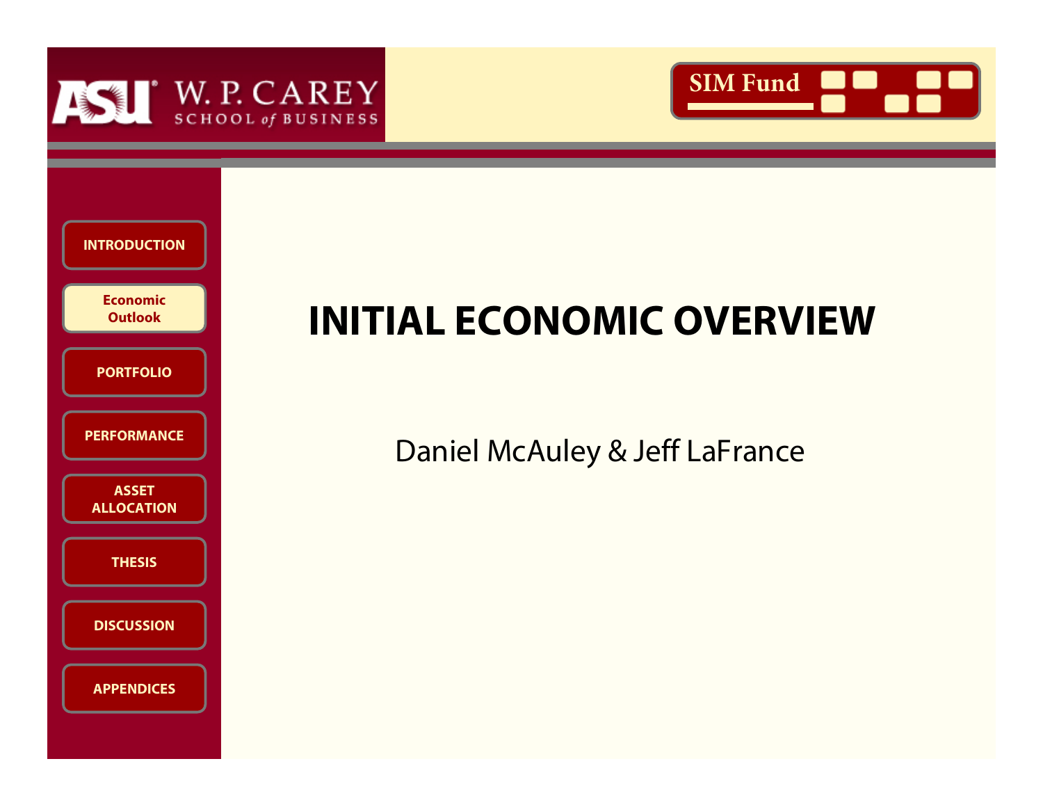# INITIAL ECONOMIC OVERVIEW

Daniel McAuley & Jeff LaFrance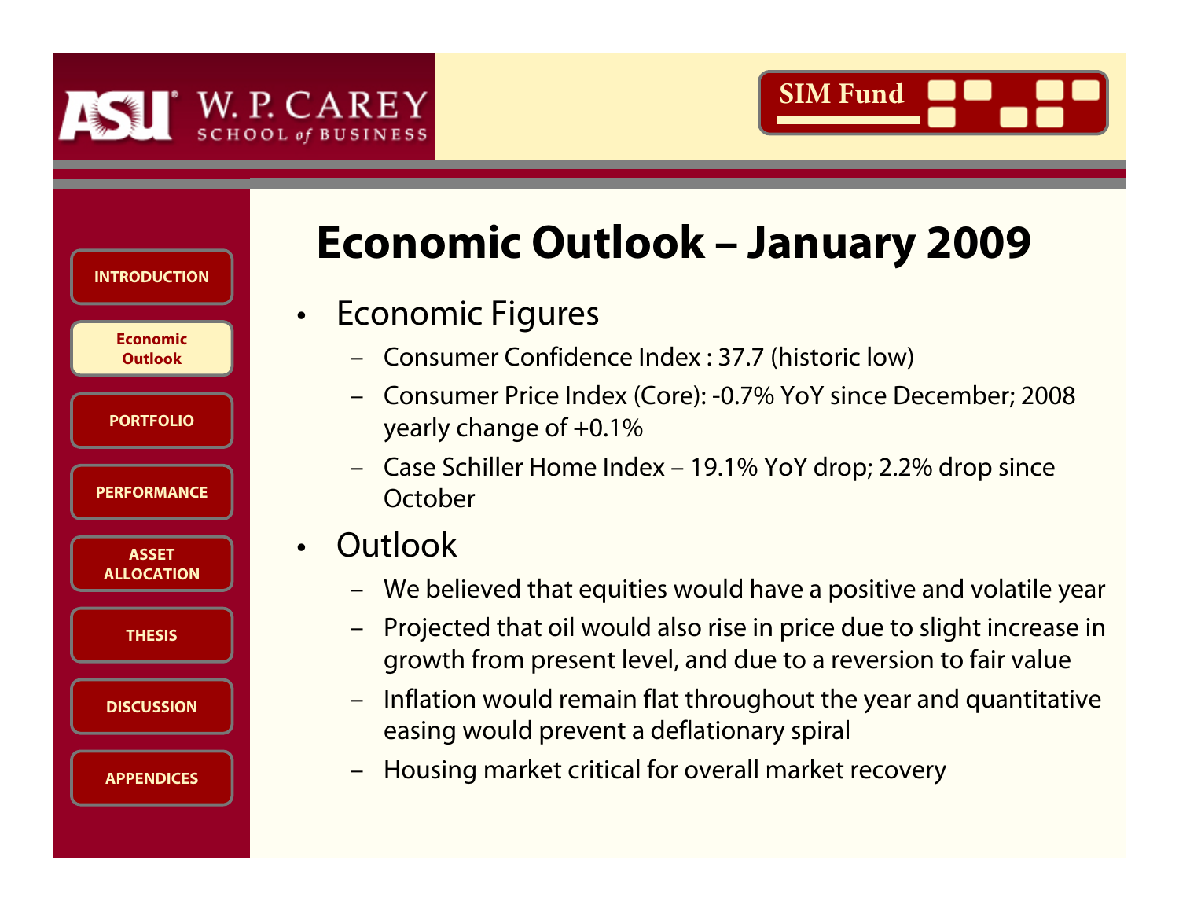# Economic Outlook – January 2009

- Economic Figures
  - Consumer Confidence Index : 37.7 (historic low)
  - Consumer Price Index (Core): -0.7% YoY since December; 2008 yearly change of +0.1%
  - Case Schiller Home Index – 19.1% YoY drop; 2.2% drop since October
- Outlook
  - We believed that equities would have a positive and volatile year
  - Projected that oil would also rise in price due to slight increase in growth from present level, and due to a reversion to fair value
  - Inflation would remain flat throughout the year and quantitative easing would prevent a deflationary spiral
  - Housing market critical for overall market recovery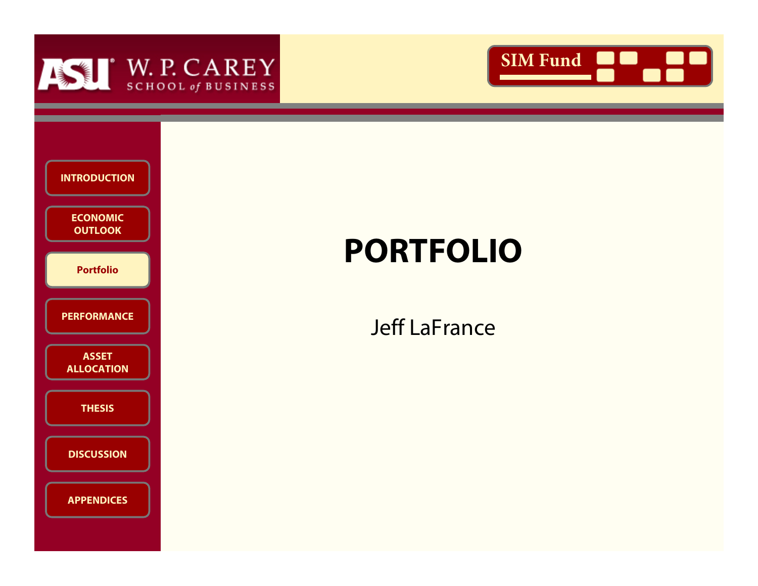# PORTFOLIO

Jeff LaFrance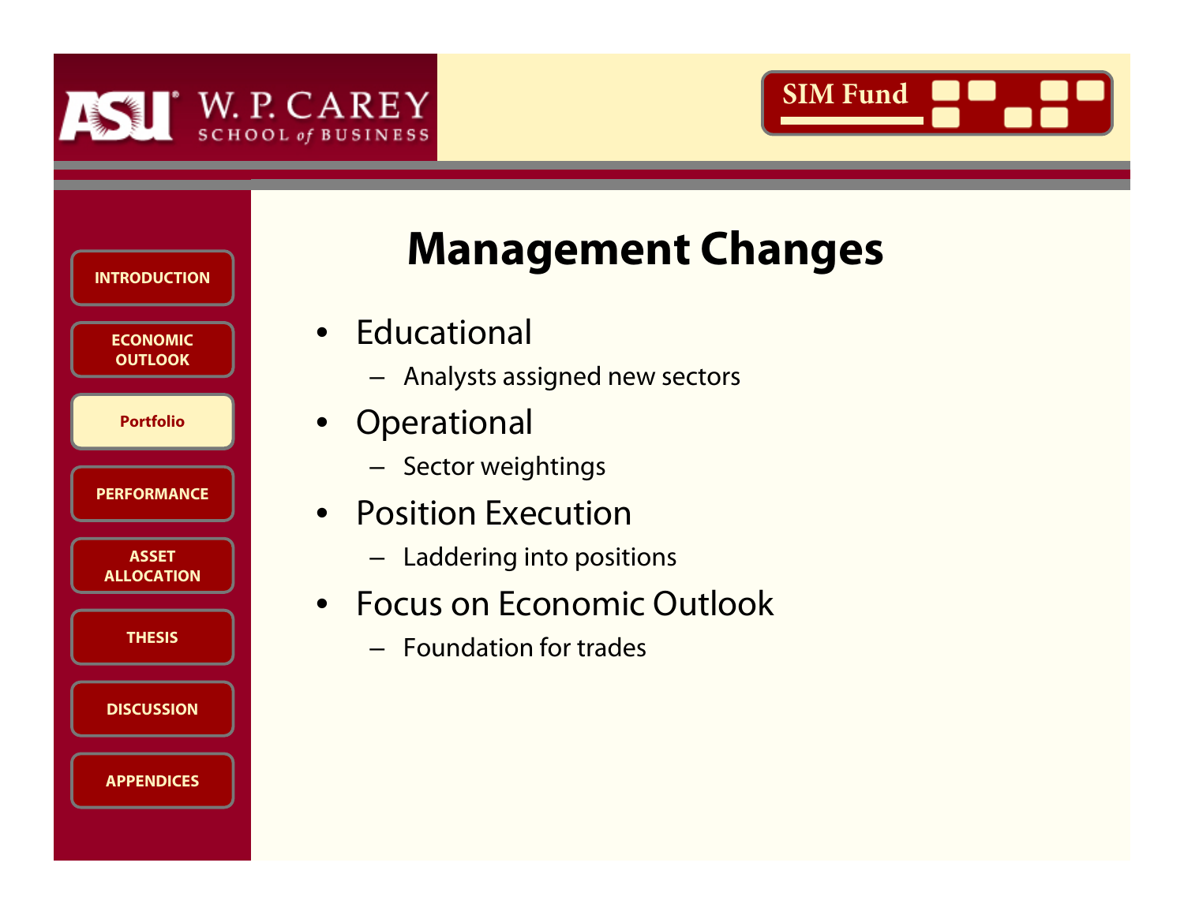# Management Changes

- Educational
  - Analysts assigned new sectors
- Operational
  - Sector weightings
- Position Execution
  - Laddering into positions
- Focus on Economic Outlook
  - Foundation for trades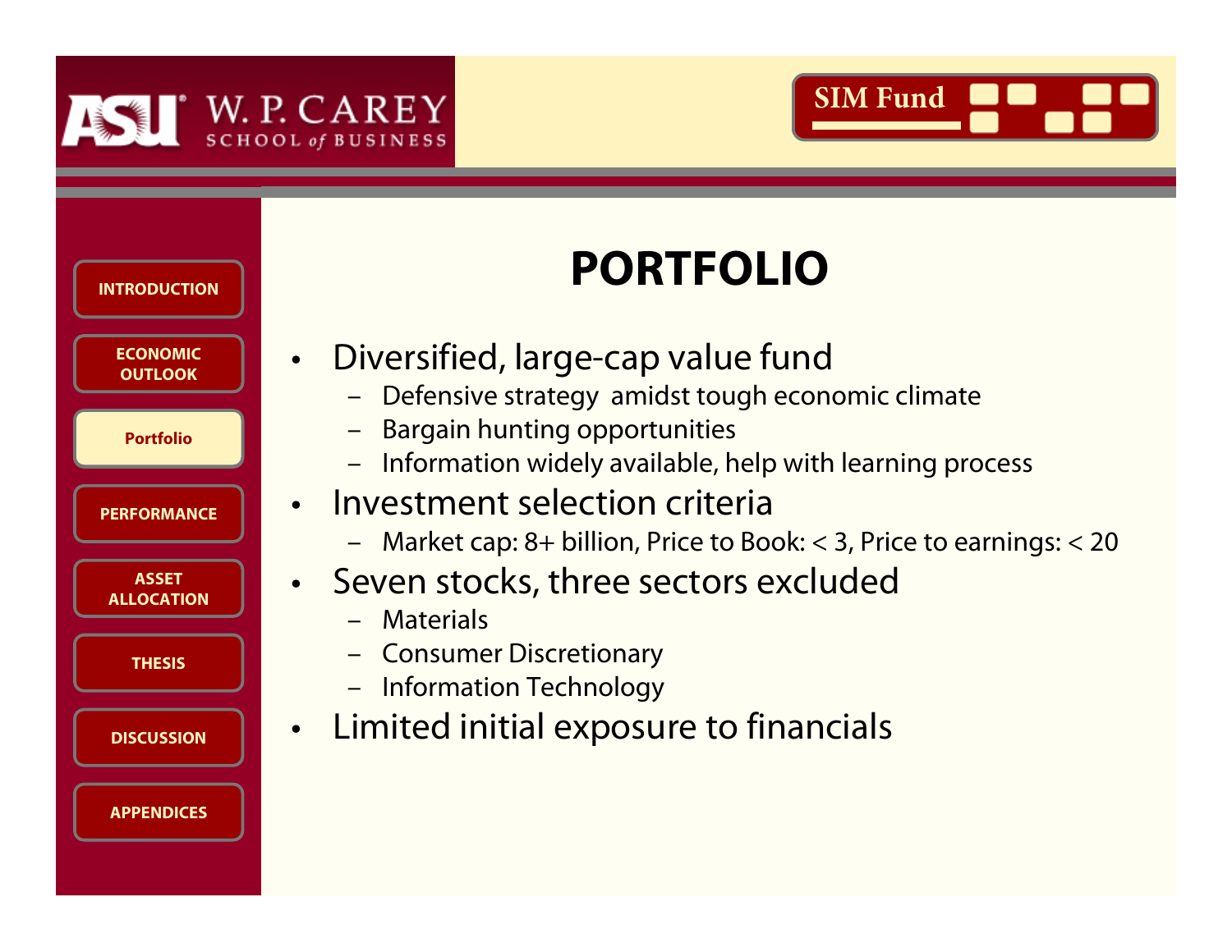# PORTFOLIO

- Diversified, large-cap value fund
  - Defensive strategy amidst tough economic climate
  - Bargain hunting opportunities
  - Information widely available, help with learning process
- Investment selection criteria
  - Market cap: 8+ billion, Price to Book: < 3, Price to earnings: < 20
- Seven stocks, three sectors excluded
  - Materials
  - Consumer Discretionary
  - Information Technology
- Limited initial exposure to financials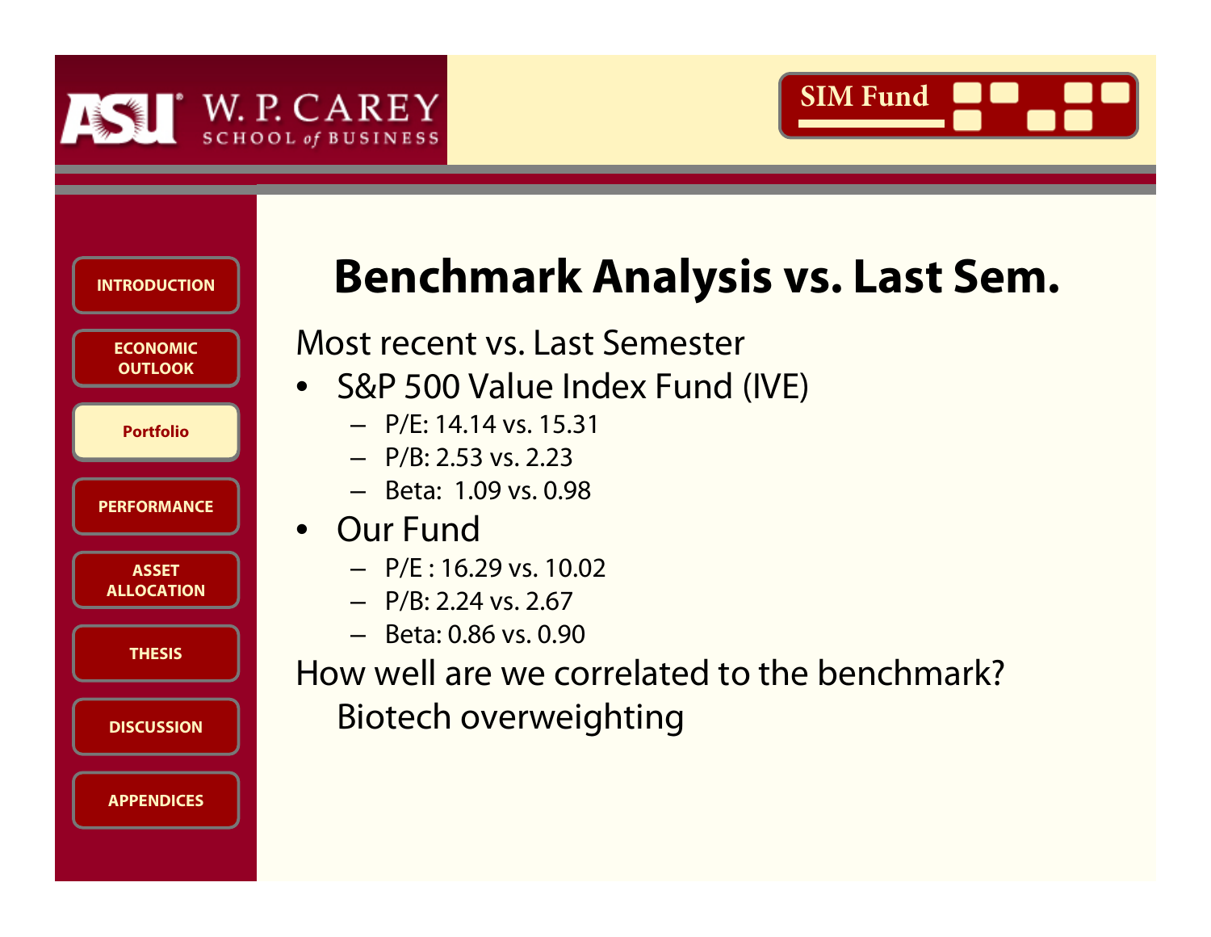# Benchmark Analysis vs. Last Sem.

Most recent vs. Last Semester

- S&P 500 Value Index Fund (IVE)
  - P/E: 14.14 vs. 15.31
  - P/B: 2.53 vs. 2.23
  - Beta: 1.09 vs. 0.98
- Our Fund
  - P/E : 16.29 vs. 10.02
  - P/B: 2.24 vs. 2.67
  - Beta: 0.86 vs. 0.90

How well are we correlated to the benchmark?

Biotech overweighting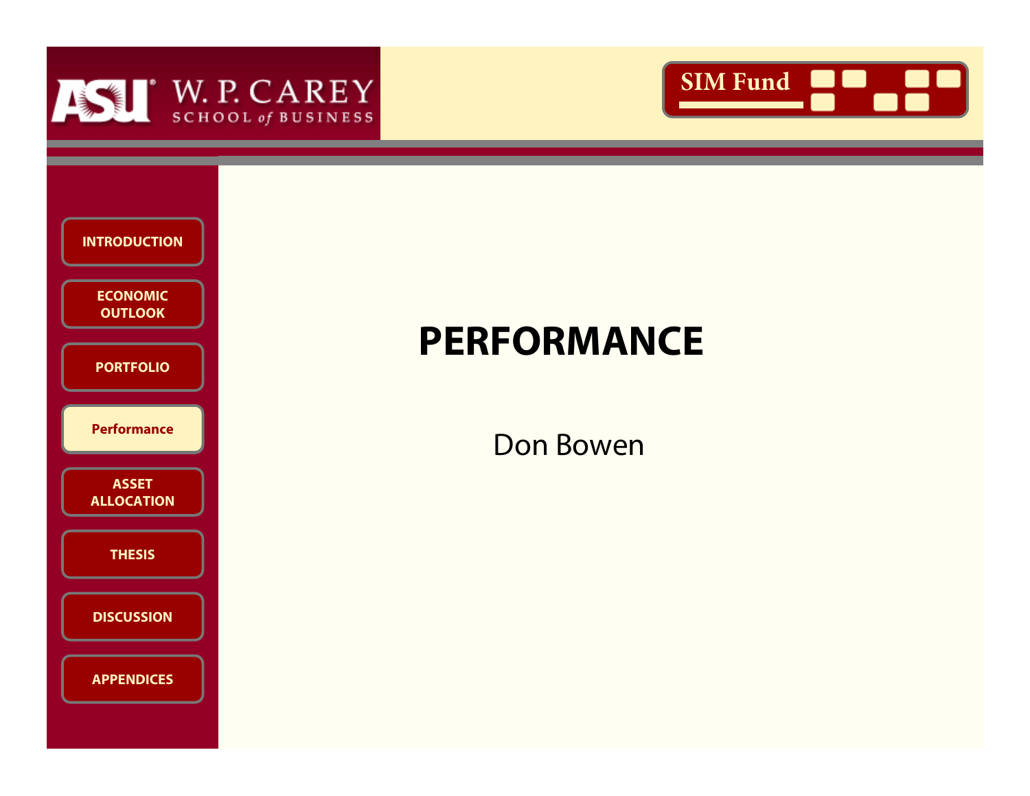# PERFORMANCE

Don Bowen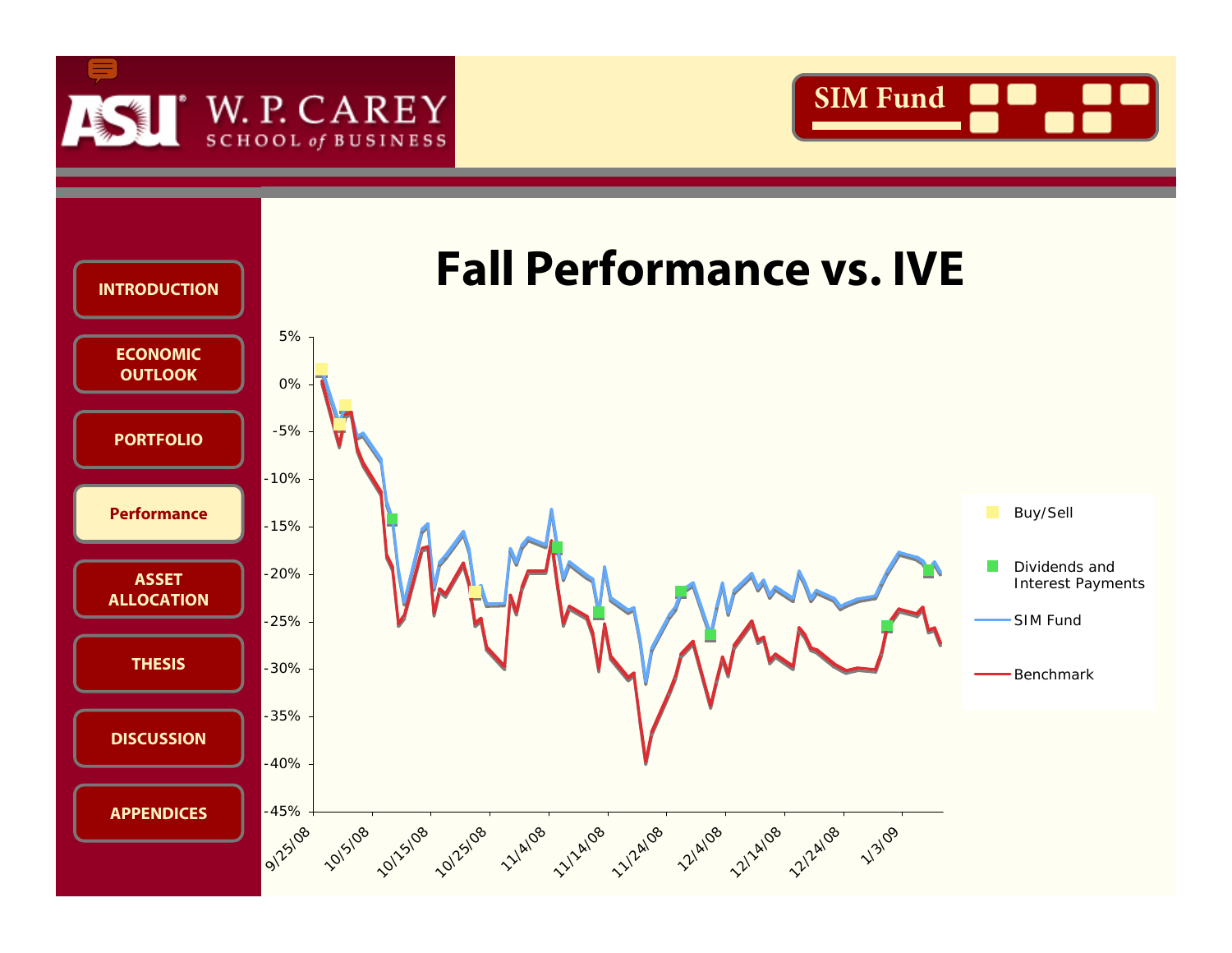W. P. CAREY SCHOOL of BUSINESS

SIM Fund

- INTRODUCTION
- ECONOMIC OUTLOOK
- PORTFOLIO
- Performance
- ASSET ALLOCATION
- THESIS
- DISCUSSION
- APPENDICES

# Fall Performance vs. IVE

Legend: Buy/Sell; Dividends and Interest Payments; SIM Fund; Benchmark

Y-axis: 5%, 0%, -5%, -10%, -15%, -20%, -25%, -30%, -35%, -40%, -45%

X-axis: 9/25/08, 10/5/08, 10/15/08, 10/25/08, 11/4/08, 11/14/08, 11/24/08, 12/4/08, 12/14/08, 12/24/08, 1/3/09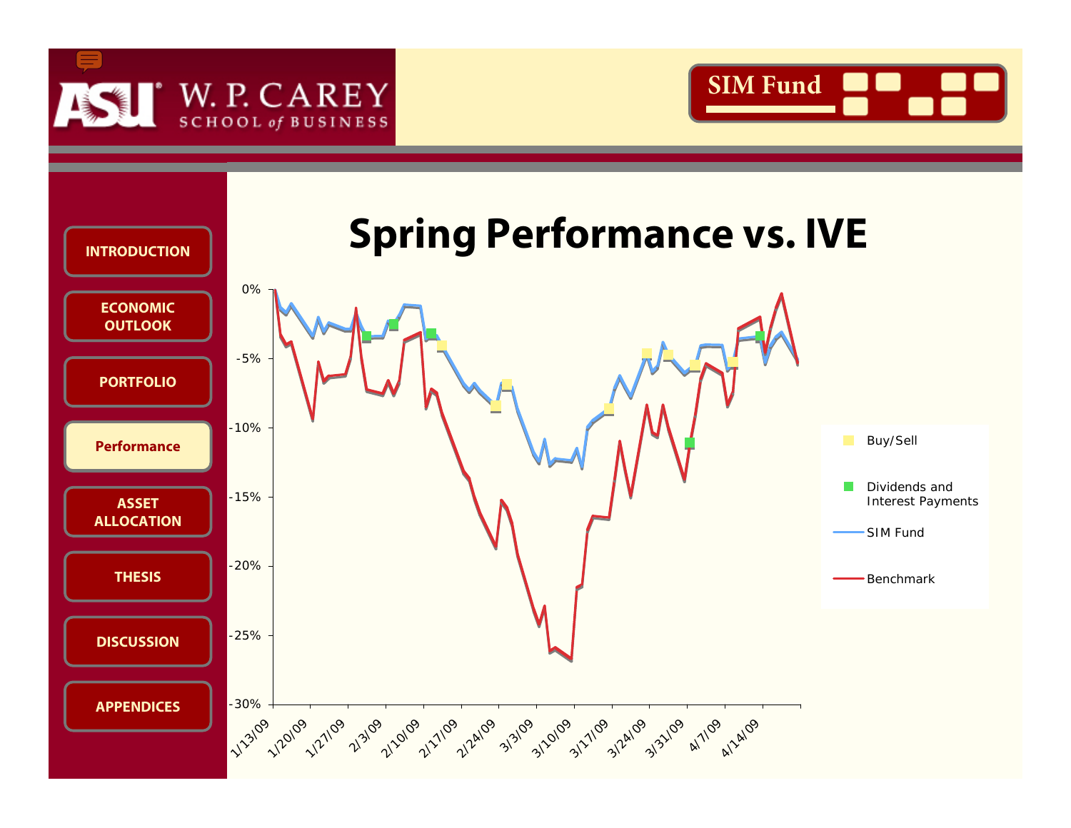# Spring Performance vs. IVE

- INTRODUCTION
- ECONOMIC OUTLOOK
- PORTFOLIO
- Performance
- ASSET ALLOCATION
- THESIS
- DISCUSSION
- APPENDICES

0%
-5%
-10%
-15%
-20%
-25%
-30%

1/13/09 1/20/09 1/27/09 2/3/09 2/10/09 2/17/09 2/24/09 3/3/09 3/10/09 3/17/09 3/24/09 3/31/09 4/7/09 4/14/09

- Buy/Sell
- Dividends and Interest Payments
- SIM Fund
- Benchmark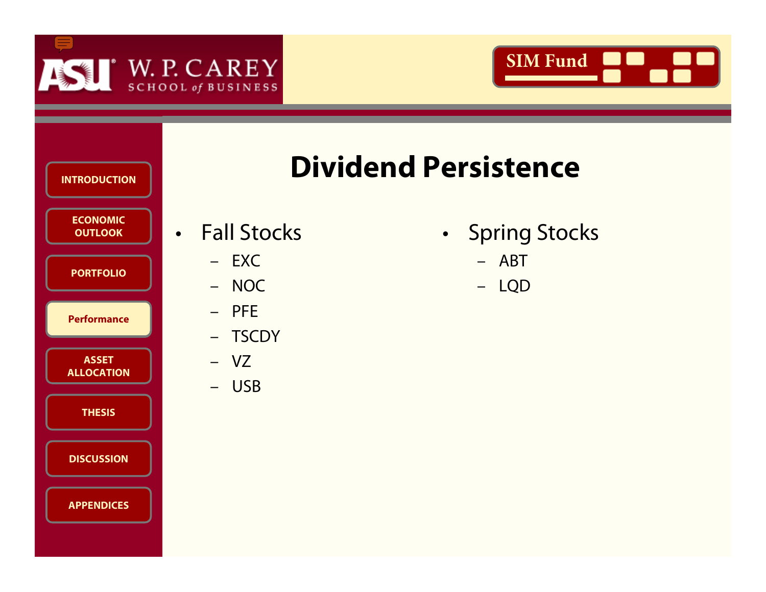# Dividend Persistence

- Fall Stocks
  - EXC
  - NOC
  - PFE
  - TSCDY
  - VZ
  - USB

- Spring Stocks
  - ABT
  - LQD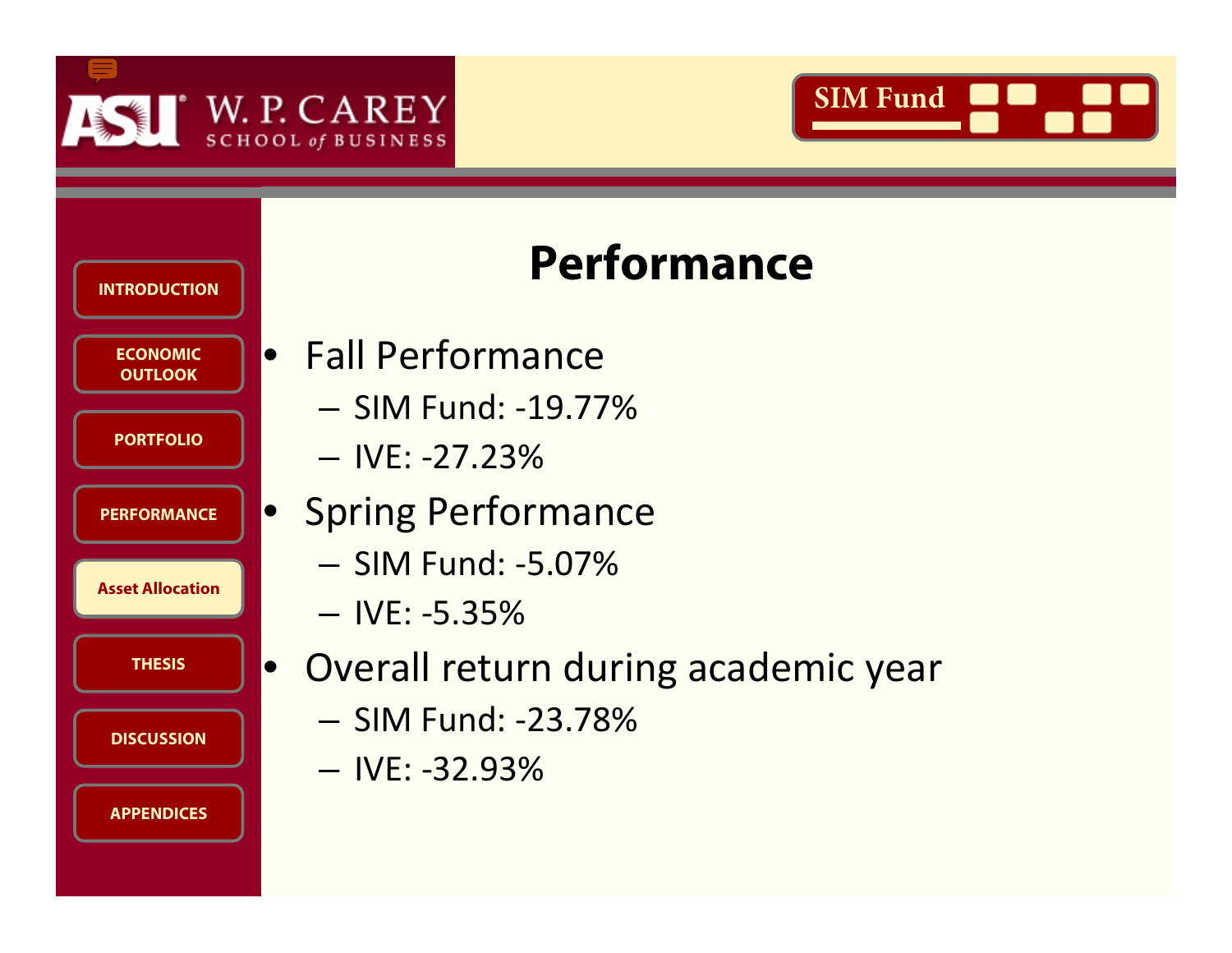# Performance

- Fall Performance
  - SIM Fund: -19.77%
  - IVE: -27.23%
- Spring Performance
  - SIM Fund: -5.07%
  - IVE: -5.35%
- Overall return during academic year
  - SIM Fund: -23.78%
  - IVE: -32.93%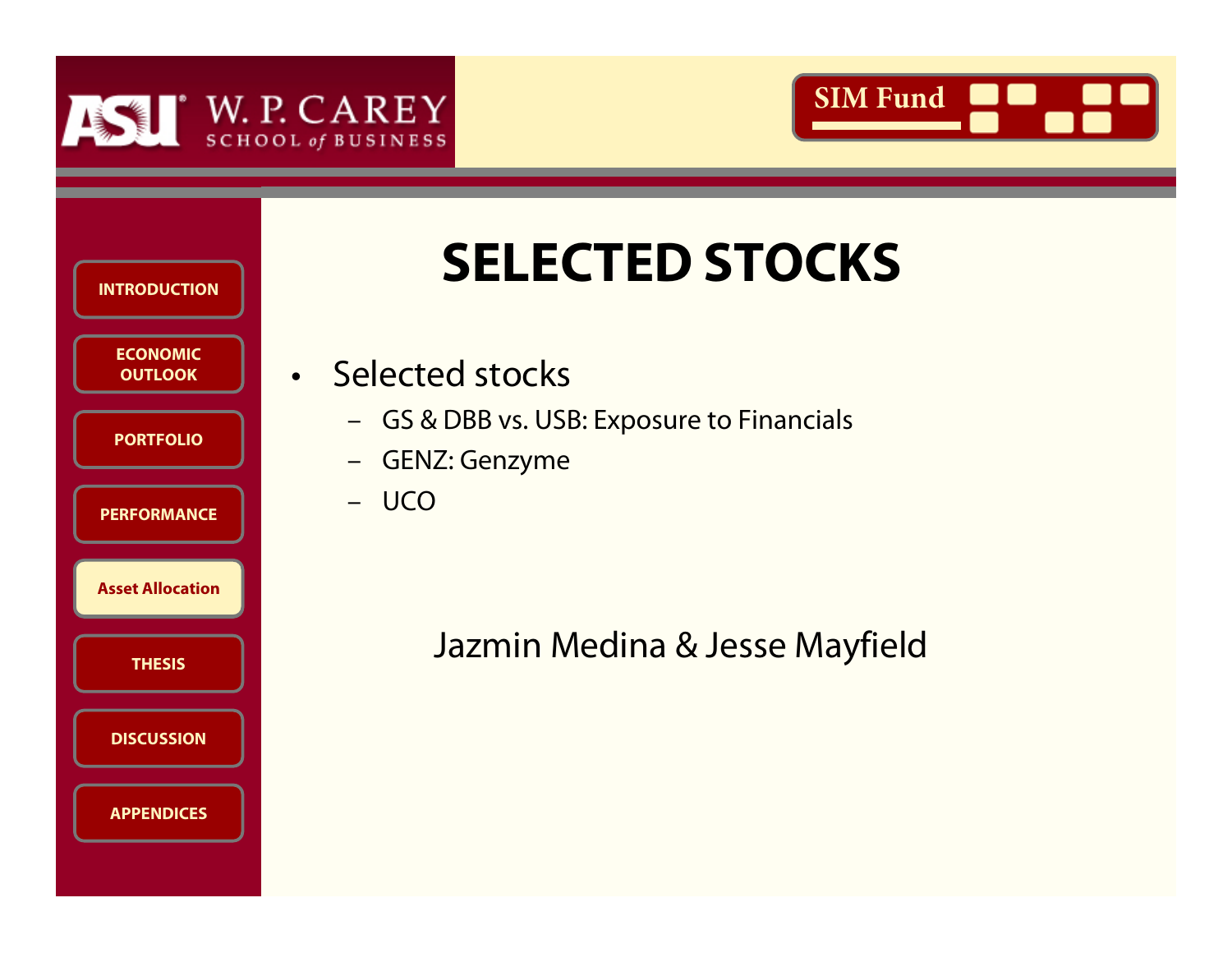# SELECTED STOCKS

- Selected stocks
  - GS & DBB vs. USB: Exposure to Financials
  - GENZ: Genzyme
  - UCO

Jazmin Medina & Jesse Mayfield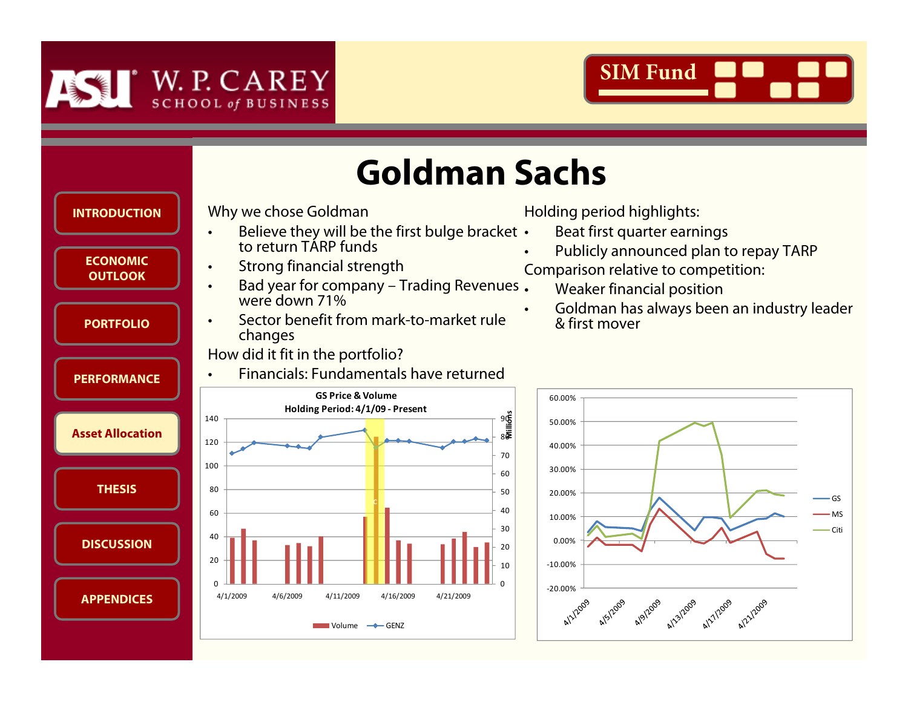# Goldman Sachs

INTRODUCTION

ECONOMIC OUTLOOK

PORTFOLIO

PERFORMANCE

Asset Allocation

THESIS

DISCUSSION

APPENDICES

Why we chose Goldman

- Believe they will be the first bulge bracket to return TARP funds
- Strong financial strength
- Bad year for company – Trading Revenues were down 71%
- Sector benefit from mark-to-market rule changes

How did it fit in the portfolio?

- Financials: Fundamentals have returned

Holding period highlights:

- Beat first quarter earnings
- Publicly announced plan to repay TARP

Comparison relative to competition:

- Weaker financial position
- Goldman has always been an industry leader & first mover

**GS Price & Volume**
**Holding Period: 4/1/09 - Present**

Legend: Volume, GENZ

Legend: GS, MS, Citi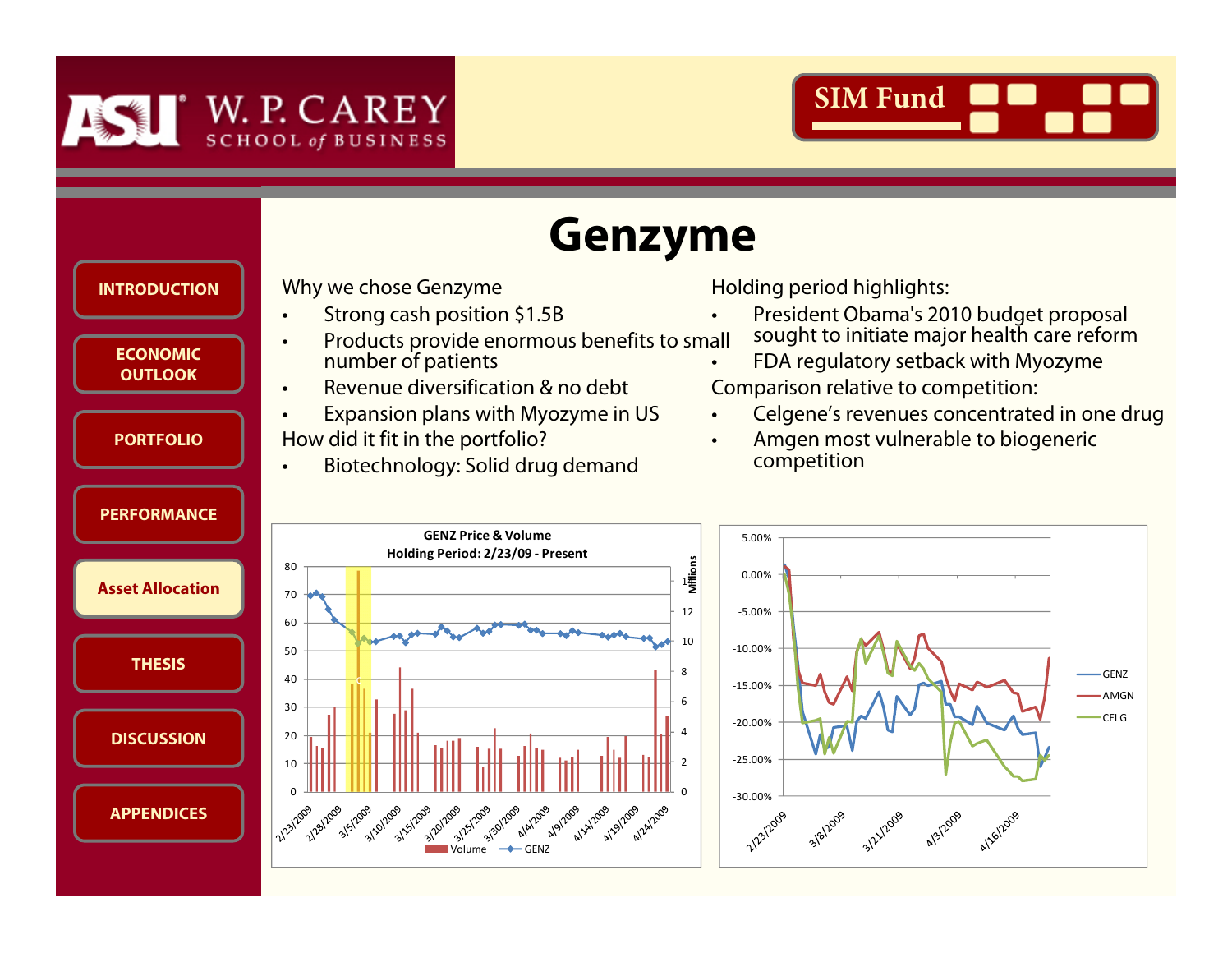# Genzyme

Why we chose Genzyme

- Strong cash position $1.5B
- Products provide enormous benefits to small number of patients
- Revenue diversification & no debt
- Expansion plans with Myozyme in US

How did it fit in the portfolio?

- Biotechnology: Solid drug demand

Holding period highlights:

- President Obama's 2010 budget proposal sought to initiate major health care reform
- FDA regulatory setback with Myozyme

Comparison relative to competition:

- Celgene's revenues concentrated in one drug
- Amgen most vulnerable to biogeneric competition

GENZ Price & Volume
Holding Period: 2/23/09 - Present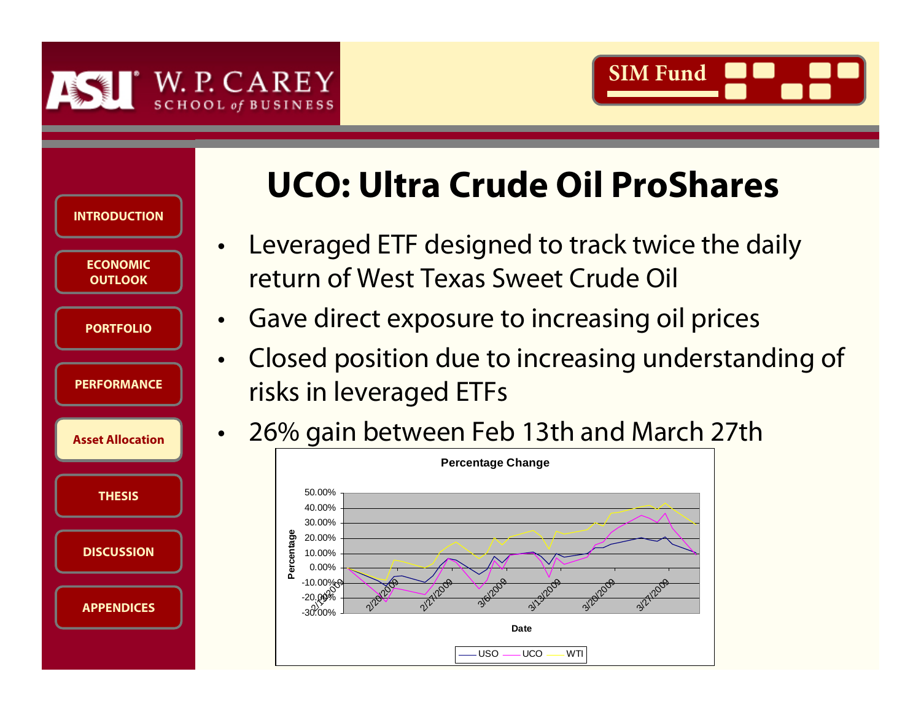# UCO: Ultra Crude Oil ProShares

- Leveraged ETF designed to track twice the daily return of West Texas Sweet Crude Oil
- Gave direct exposure to increasing oil prices
- Closed position due to increasing understanding of risks in leveraged ETFs
- 26% gain between Feb 13th and March 27th

**Percentage Change**

Percentage

50.00%
40.00%
30.00%
20.00%
10.00%
0.00%
-10.00%
-20.00%
-30.00%

2/13/2009 2/20/2009 2/27/2009 3/6/2009 3/13/2009 3/20/2009 3/27/2009

Date

USO UCO WTI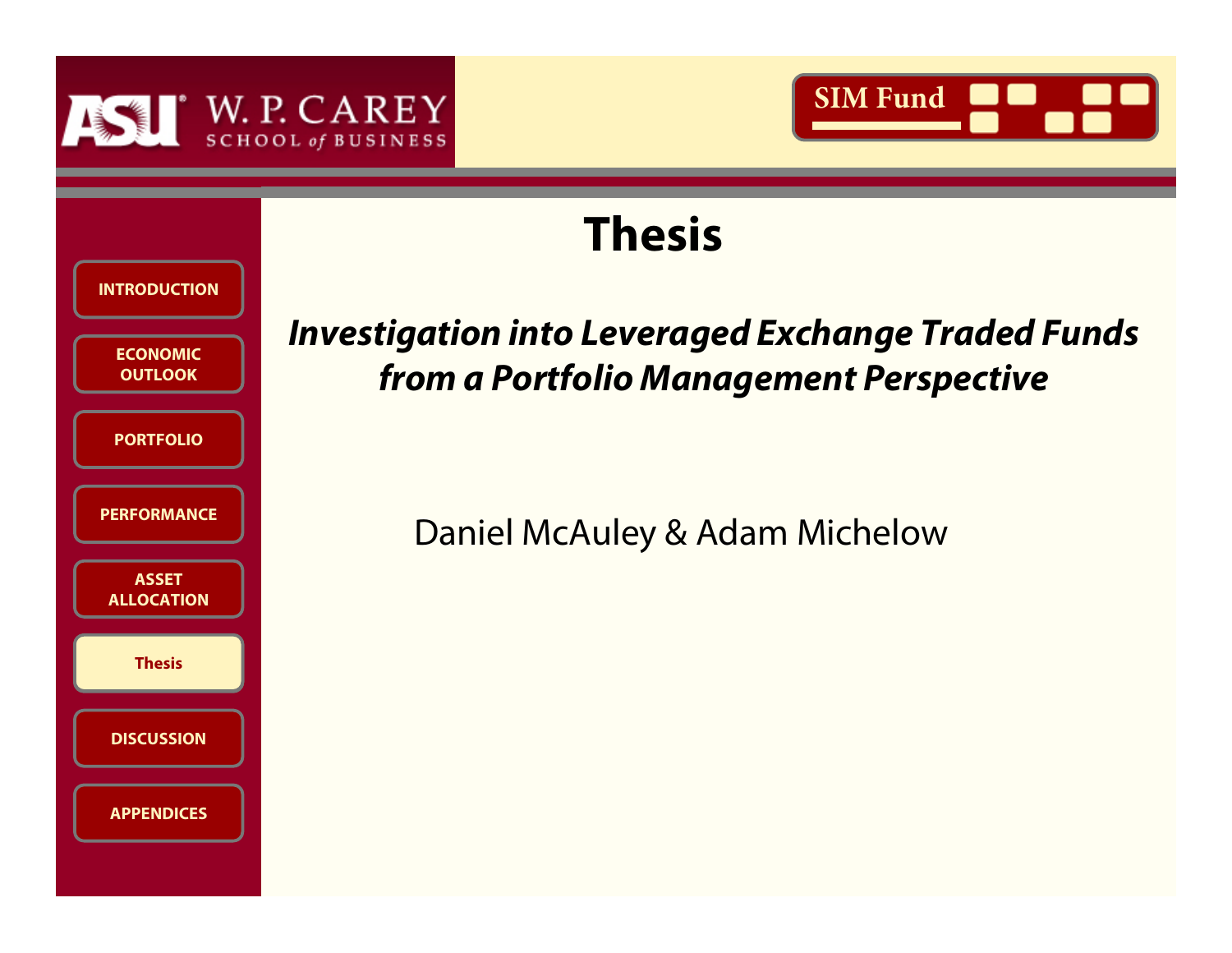# Thesis

***Investigation into Leveraged Exchange Traded Funds from a Portfolio Management Perspective***

Daniel McAuley & Adam Michelow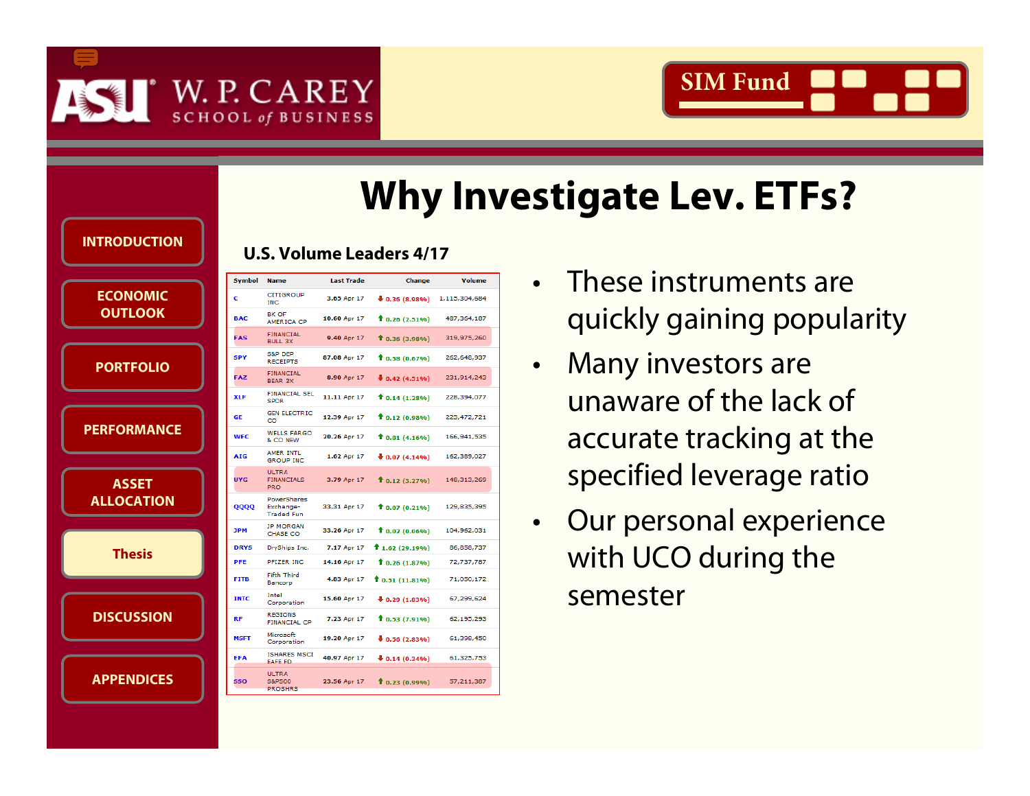# Why Investigate Lev. ETFs?

**U.S. Volume Leaders 4/17**

| Symbol | Name | Last Trade | Change | Volume |
|---|---|---|---|---|
| C | CITIGROUP INC | 3.65 Apr 17 | ↓ 0.35 (8.68%) | 1,115,304,684 |
| BAC | BK OF AMERICA CP | 10.60 Apr 17 | ↑ 0.26 (2.51%) | 487,364,187 |
| FAS | FINANCIAL BULL 3X | 9.40 Apr 17 | ↑ 0.36 (3.98%) | 319,975,260 |
| SPY | S&P DEP RECEIPTS | 87.08 Apr 17 | ↑ 0.58 (0.67%) | 262,646,937 |
| FAZ | FINANCIAL BEAR 3X | 8.90 Apr 17 | ↓ 0.42 (4.51%) | 231,914,243 |
| XLF | FINANCIAL SEL SPDR | 11.11 Apr 17 | ↑ 0.14 (1.28%) | 228,394,077 |
| GE | GEN ELECTRIC CO | 12.39 Apr 17 | ↑ 0.12 (0.98%) | 223,472,721 |
| WFC | WELLS FARGO & CO NEW | 20.26 Apr 17 | ↑ 0.81 (4.16%) | 166,941,535 |
| AIG | AMER INTL GROUP INC | 1.62 Apr 17 | ↓ 0.07 (4.14%) | 162,389,027 |
| UYG | ULTRA FINANCIALS PRO | 3.79 Apr 17 | ↑ 0.12 (3.27%) | 148,313,269 |
| QQQQ | PowerShares Exchange-Traded Fun | 33.31 Apr 17 | ↑ 0.07 (0.21%) | 129,835,395 |
| JPM | JP MORGAN CHASE CO | 33.26 Apr 17 | ↑ 0.02 (0.06%) | 104,962,031 |
| DRYS | DryShips Inc. | 7.17 Apr 17 | ↑ 1.62 (29.19%) | 86,858,737 |
| PFE | PFIZER INC | 14.16 Apr 17 | ↑ 0.26 (1.87%) | 72,737,787 |
| FITB | Fifth Third Bancorp | 4.83 Apr 17 | ↑ 0.51 (11.81%) | 71,050,172 |
| INTC | Intel Corporation | 15.60 Apr 17 | ↓ 0.29 (1.83%) | 67,299,624 |
| RF | REGIONS FINANCIAL CP | 7.23 Apr 17 | ↑ 0.53 (7.91%) | 62,195,293 |
| MSFT | Microsoft Corporation | 19.20 Apr 17 | ↓ 0.56 (2.83%) | 61,398,450 |
| EFA | ISHARES MSCI EAFE FD | 40.97 Apr 17 | ↓ 0.14 (0.34%) | 61,325,753 |
| SSO | ULTRA S&P500 PROSHRS | 23.56 Apr 17 | ↑ 0.23 (0.99%) | 57,211,367 |

- These instruments are quickly gaining popularity
- Many investors are unaware of the lack of accurate tracking at the specified leverage ratio
- Our personal experience with UCO during the semester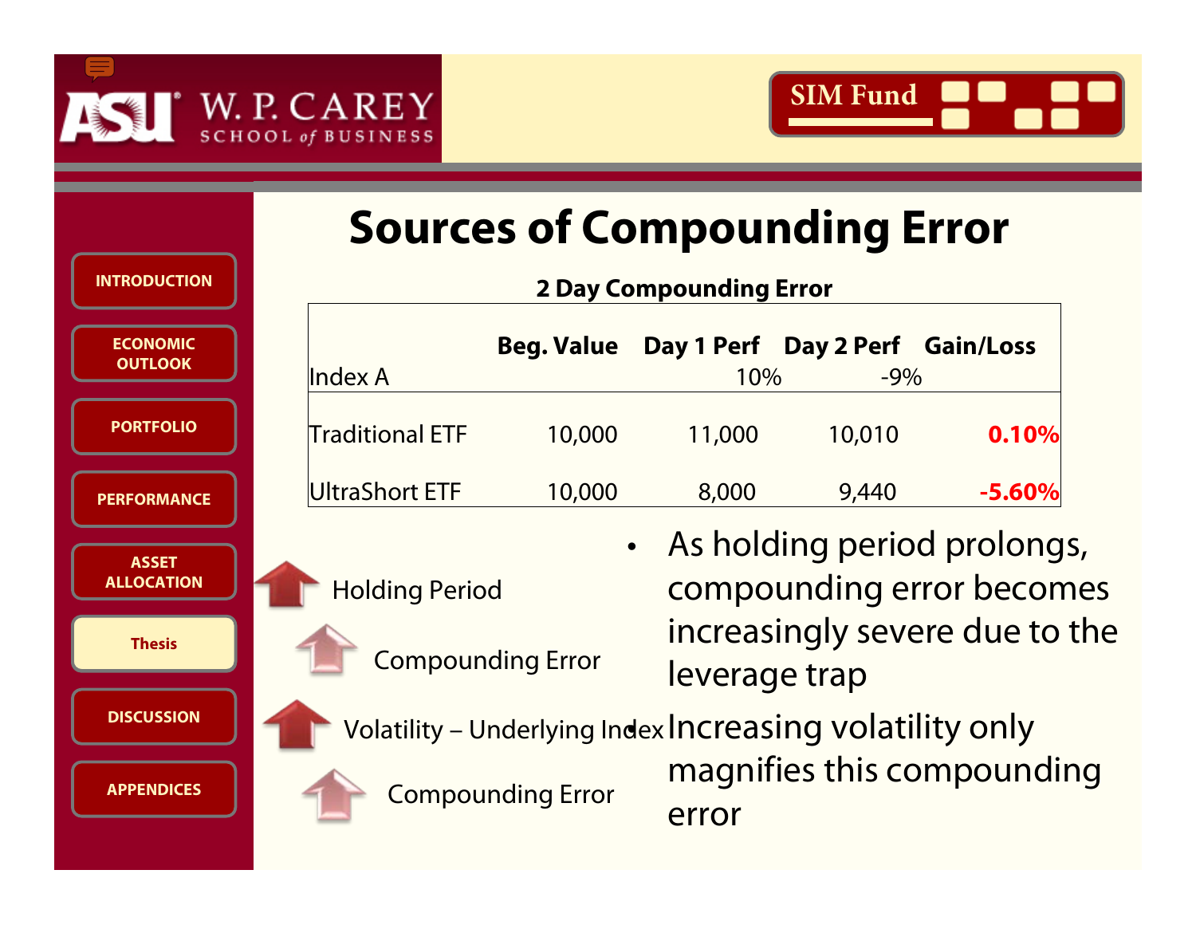# Sources of Compounding Error

**2 Day Compounding Error**

| Index A | **Beg. Value** | **Day 1 Perf** 10% | **Day 2 Perf** -9% | **Gain/Loss** |
|---|---|---|---|---|
| Traditional ETF | 10,000 | 11,000 | 10,010 | **0.10%** |
| UltraShort ETF | 10,000 | 8,000 | 9,440 | **-5.60%** |

Holding Period

Compounding Error

Volatility – Underlying Index

Compounding Error

- As holding period prolongs, compounding error becomes increasingly severe due to the leverage trap
- Increasing volatility only magnifies this compounding error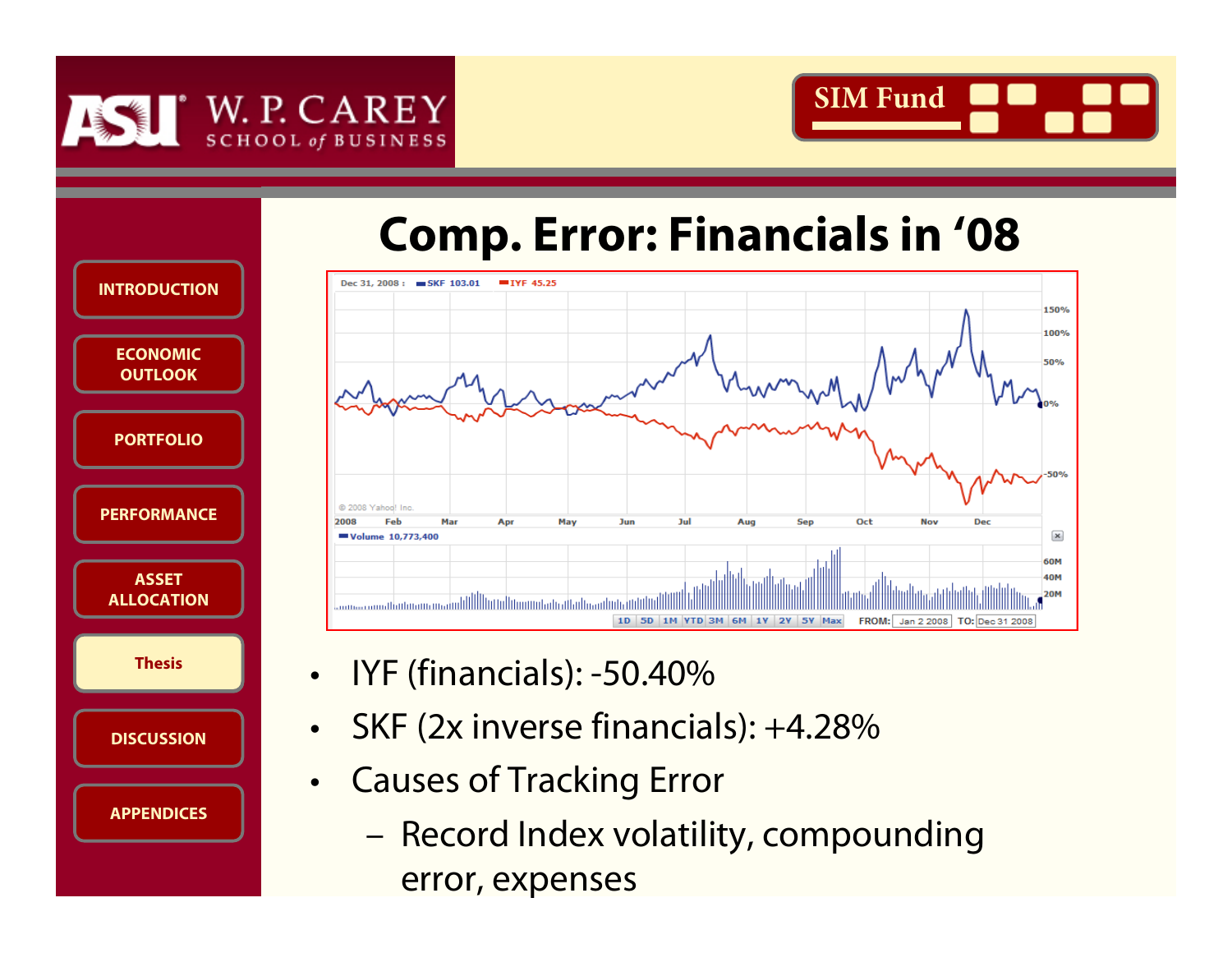# Comp. Error: Financials in '08

- IYF (financials): -50.40%
- SKF (2x inverse financials): +4.28%
- Causes of Tracking Error
  - Record Index volatility, compounding error, expenses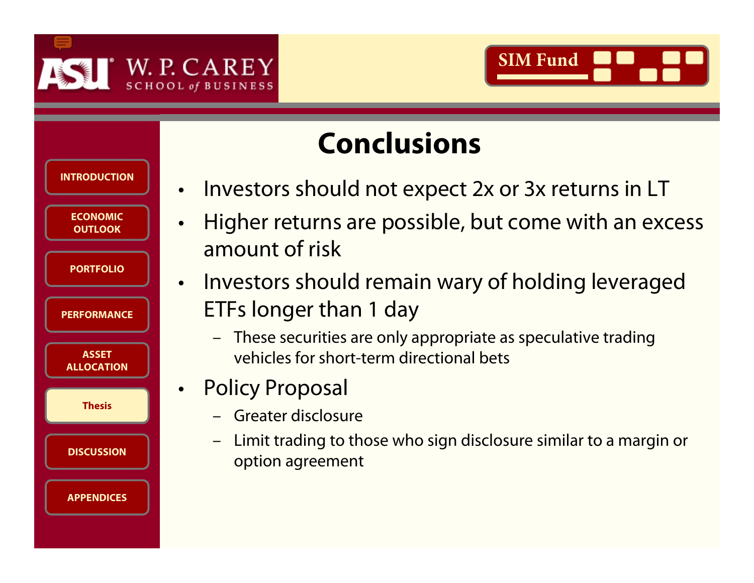# Conclusions

- Investors should not expect 2x or 3x returns in LT
- Higher returns are possible, but come with an excess amount of risk
- Investors should remain wary of holding leveraged ETFs longer than 1 day
  - These securities are only appropriate as speculative trading vehicles for short-term directional bets
- Policy Proposal
  - Greater disclosure
  - Limit trading to those who sign disclosure similar to a margin or option agreement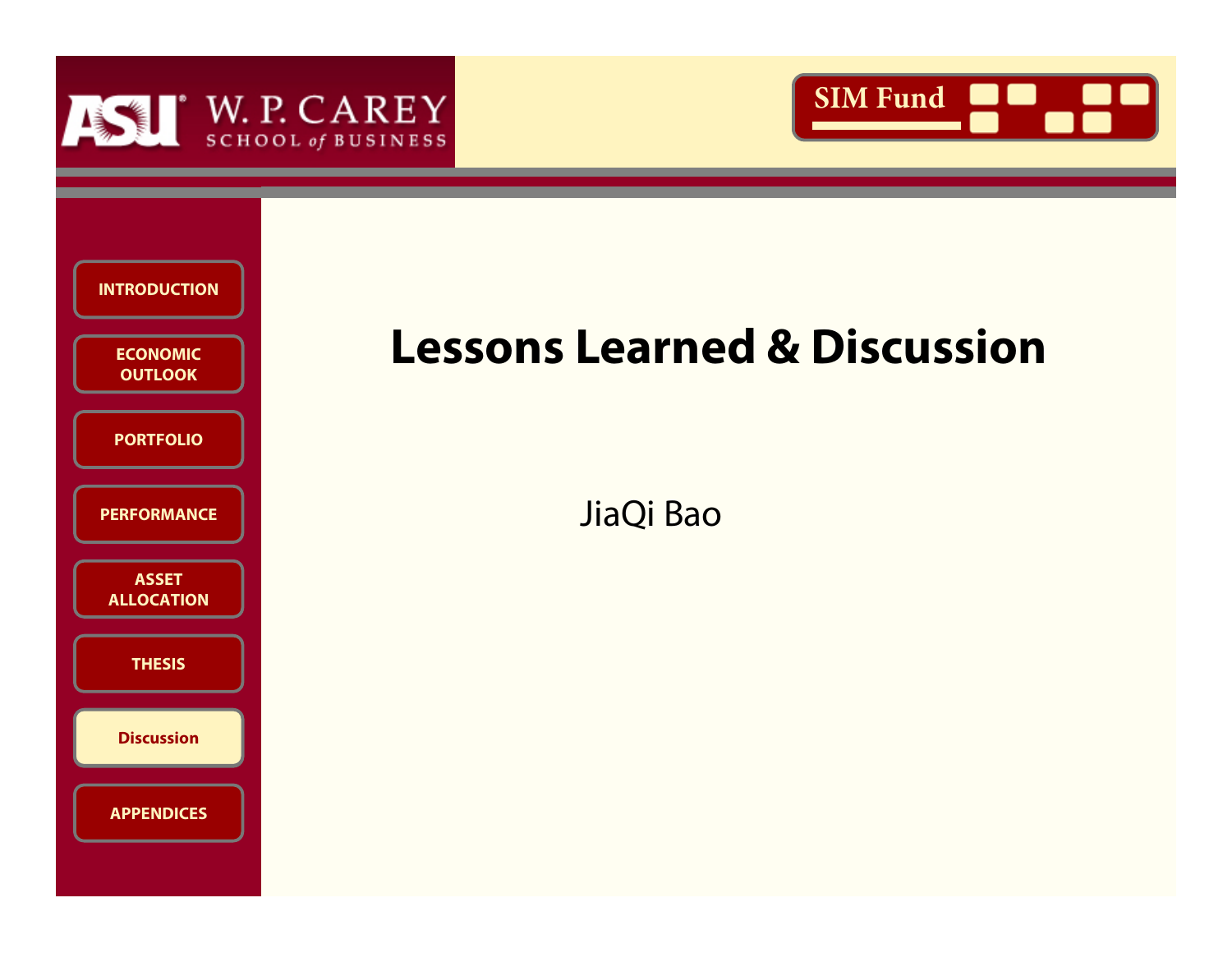W. P. CAREY SCHOOL of BUSINESS

SIM Fund

- INTRODUCTION
- ECONOMIC OUTLOOK
- PORTFOLIO
- PERFORMANCE
- ASSET ALLOCATION
- THESIS
- Discussion
- APPENDICES

# Lessons Learned & Discussion

JiaQi Bao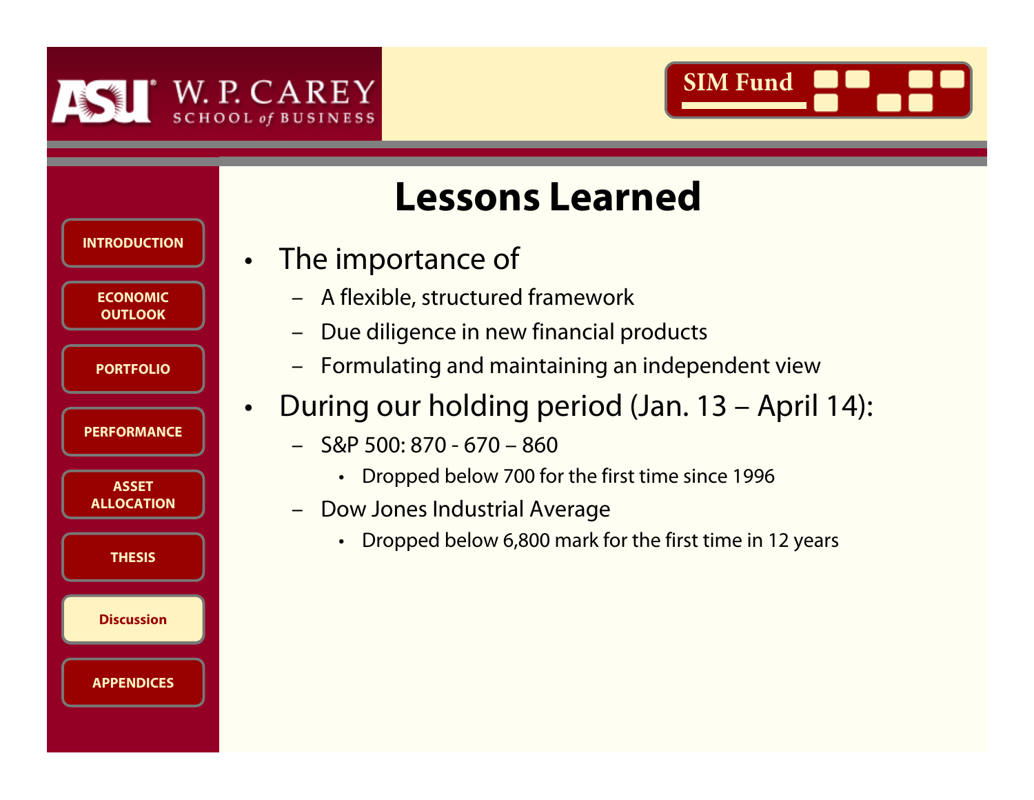# Lessons Learned

- The importance of
  - A flexible, structured framework
  - Due diligence in new financial products
  - Formulating and maintaining an independent view
- During our holding period (Jan. 13 – April 14):
  - S&P 500: 870 - 670 – 860
    - Dropped below 700 for the first time since 1996
  - Dow Jones Industrial Average
    - Dropped below 6,800 mark for the first time in 12 years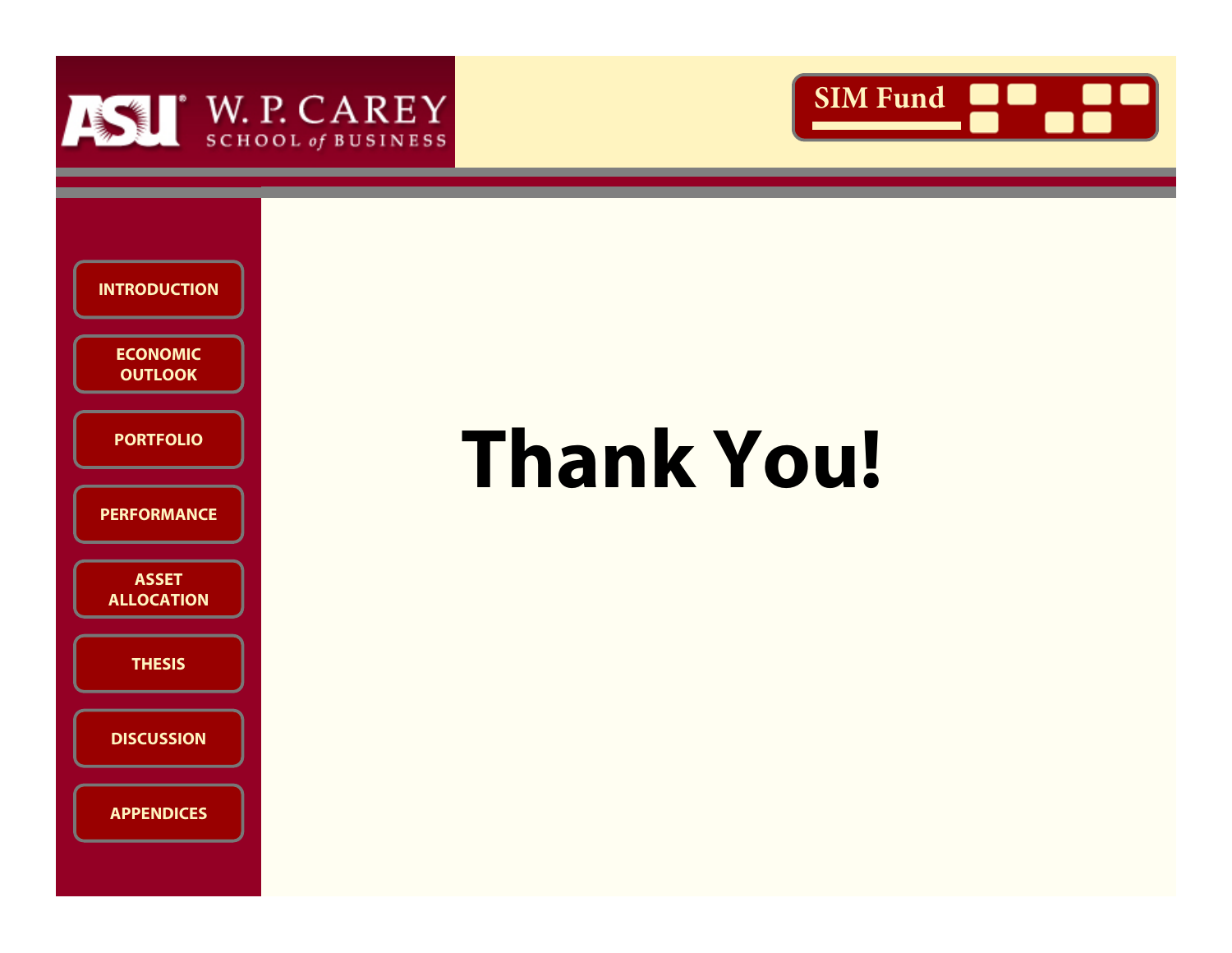W. P. CAREY SCHOOL of BUSINESS

SIM Fund

- INTRODUCTION
- ECONOMIC OUTLOOK
- PORTFOLIO
- PERFORMANCE
- ASSET ALLOCATION
- THESIS
- DISCUSSION
- APPENDICES

# Thank You!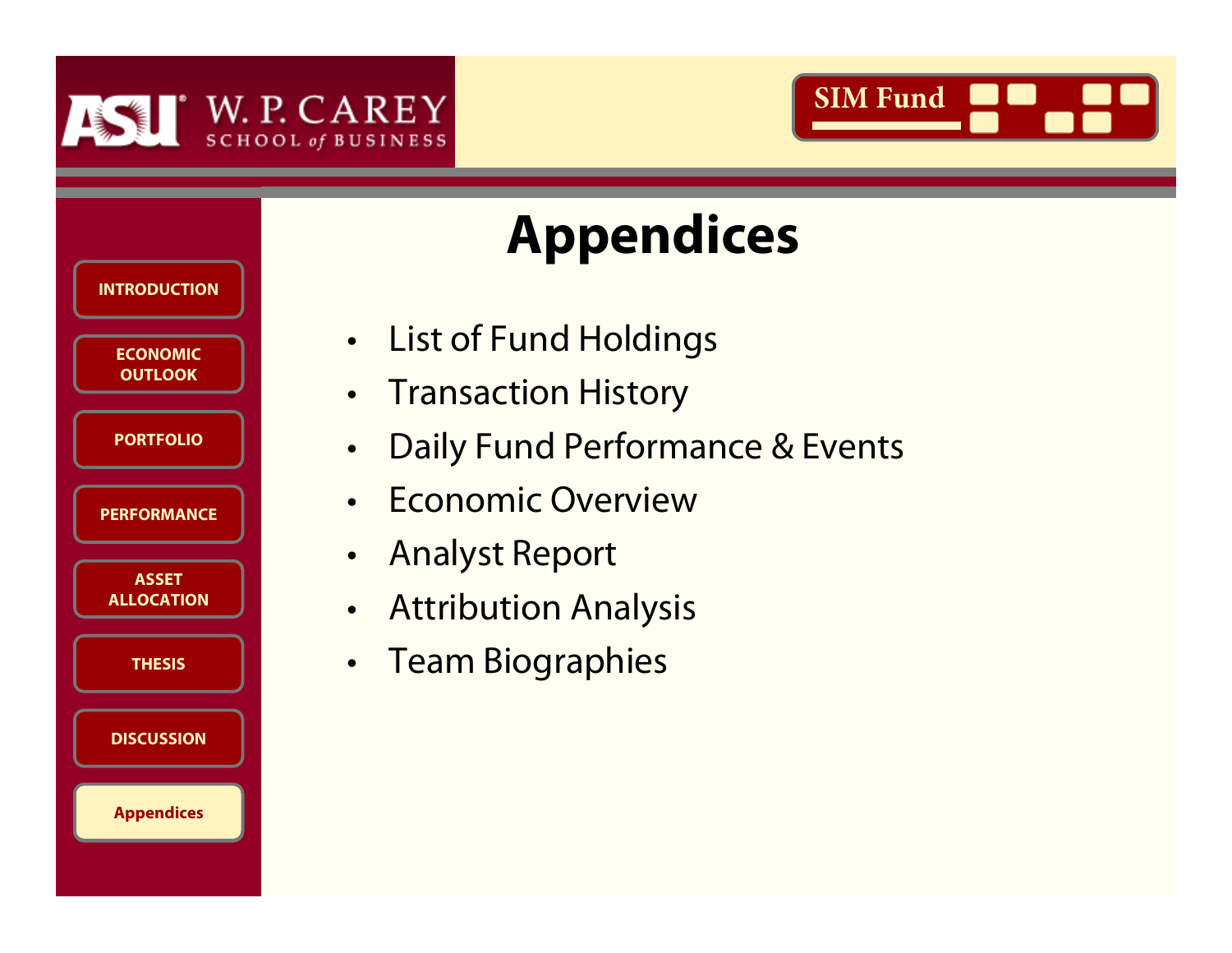# Appendices

- List of Fund Holdings
- Transaction History
- Daily Fund Performance & Events
- Economic Overview
- Analyst Report
- Attribution Analysis
- Team Biographies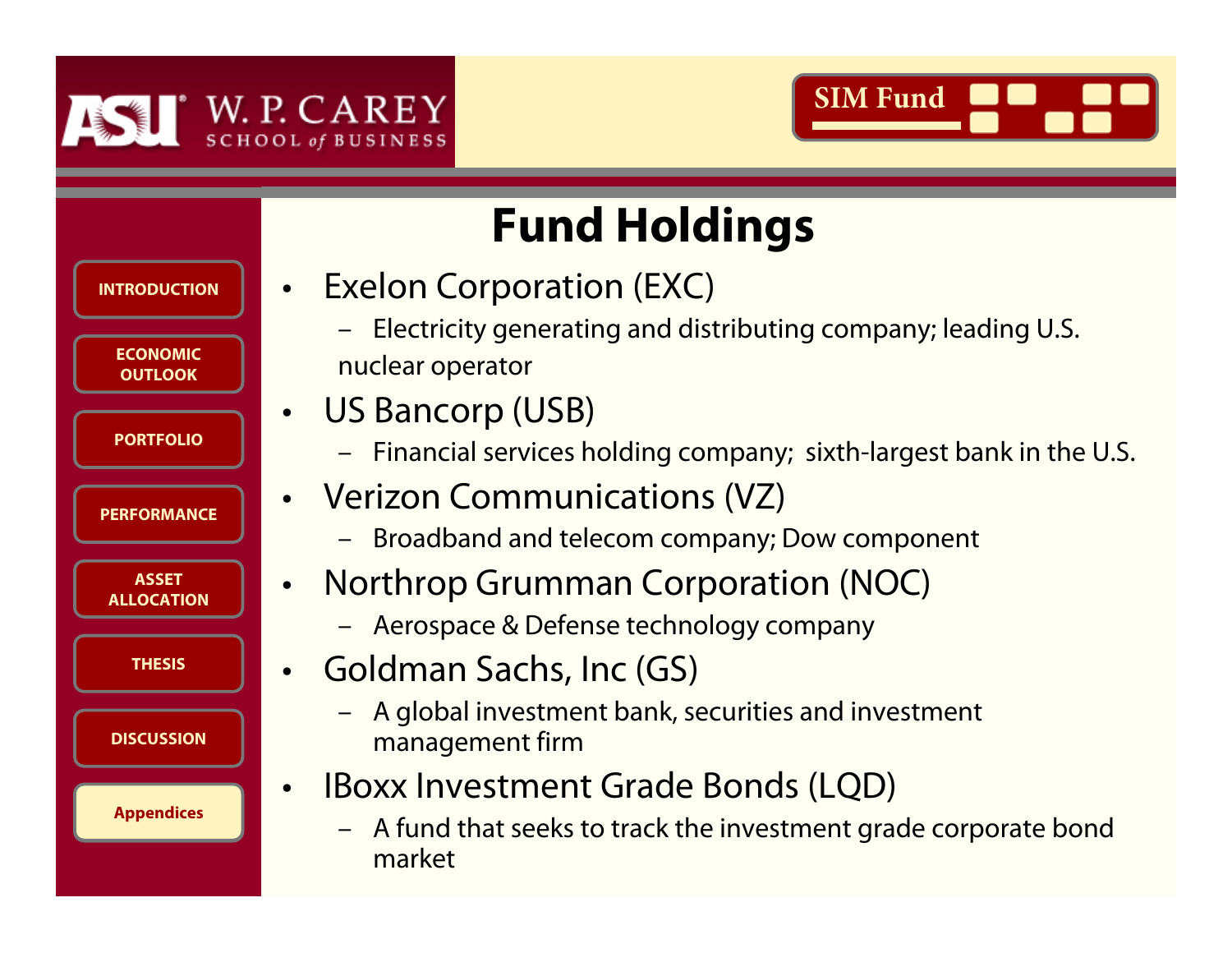# Fund Holdings

- Exelon Corporation (EXC)
  - Electricity generating and distributing company; leading U.S. nuclear operator
- US Bancorp (USB)
  - Financial services holding company; sixth-largest bank in the U.S.
- Verizon Communications (VZ)
  - Broadband and telecom company; Dow component
- Northrop Grumman Corporation (NOC)
  - Aerospace & Defense technology company
- Goldman Sachs, Inc (GS)
  - A global investment bank, securities and investment management firm
- IBoxx Investment Grade Bonds (LQD)
  - A fund that seeks to track the investment grade corporate bond market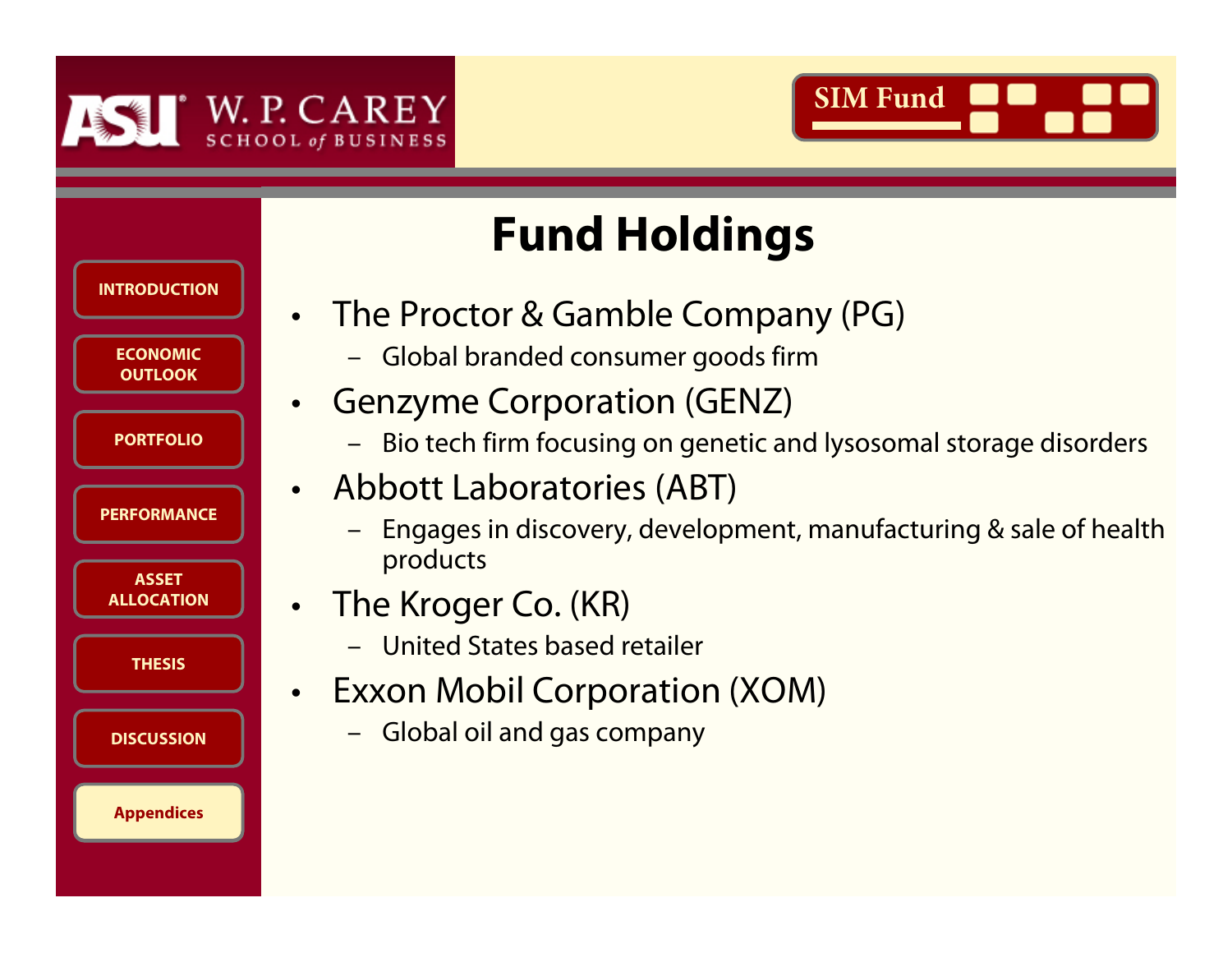# Fund Holdings

- The Proctor & Gamble Company (PG)
  - Global branded consumer goods firm
- Genzyme Corporation (GENZ)
  - Bio tech firm focusing on genetic and lysosomal storage disorders
- Abbott Laboratories (ABT)
  - Engages in discovery, development, manufacturing & sale of health products
- The Kroger Co. (KR)
  - United States based retailer
- Exxon Mobil Corporation (XOM)
  - Global oil and gas company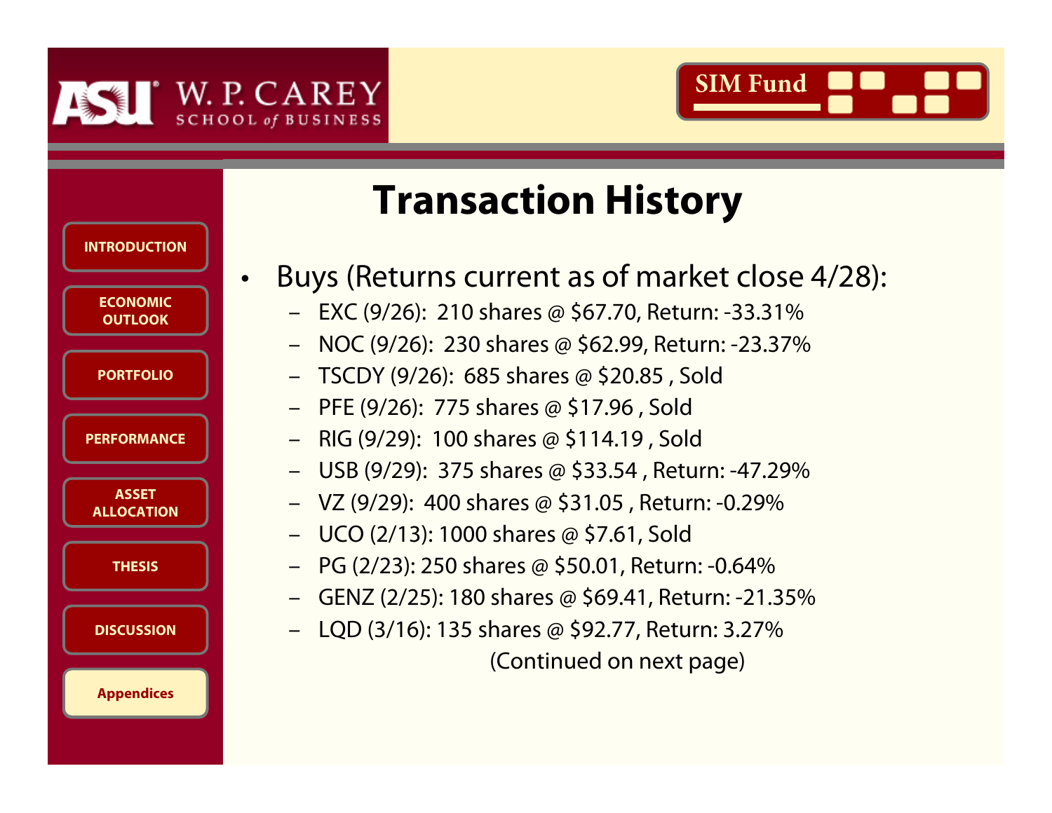# Transaction History

- Buys (Returns current as of market close 4/28):
  - EXC (9/26): 210 shares @ $67.70, Return: -33.31%
  - NOC (9/26): 230 shares @ $62.99, Return: -23.37%
  - TSCDY (9/26): 685 shares @ $20.85 , Sold
  - PFE (9/26): 775 shares @ $17.96 , Sold
  - RIG (9/29): 100 shares @ $114.19 , Sold
  - USB (9/29): 375 shares @ $33.54 , Return: -47.29%
  - VZ (9/29): 400 shares @ $31.05 , Return: -0.29%
  - UCO (2/13): 1000 shares @ $7.61, Sold
  - PG (2/23): 250 shares @ $50.01, Return: -0.64%
  - GENZ (2/25): 180 shares @ $69.41, Return: -21.35%
  - LQD (3/16): 135 shares @ $92.77, Return: 3.27%

(Continued on next page)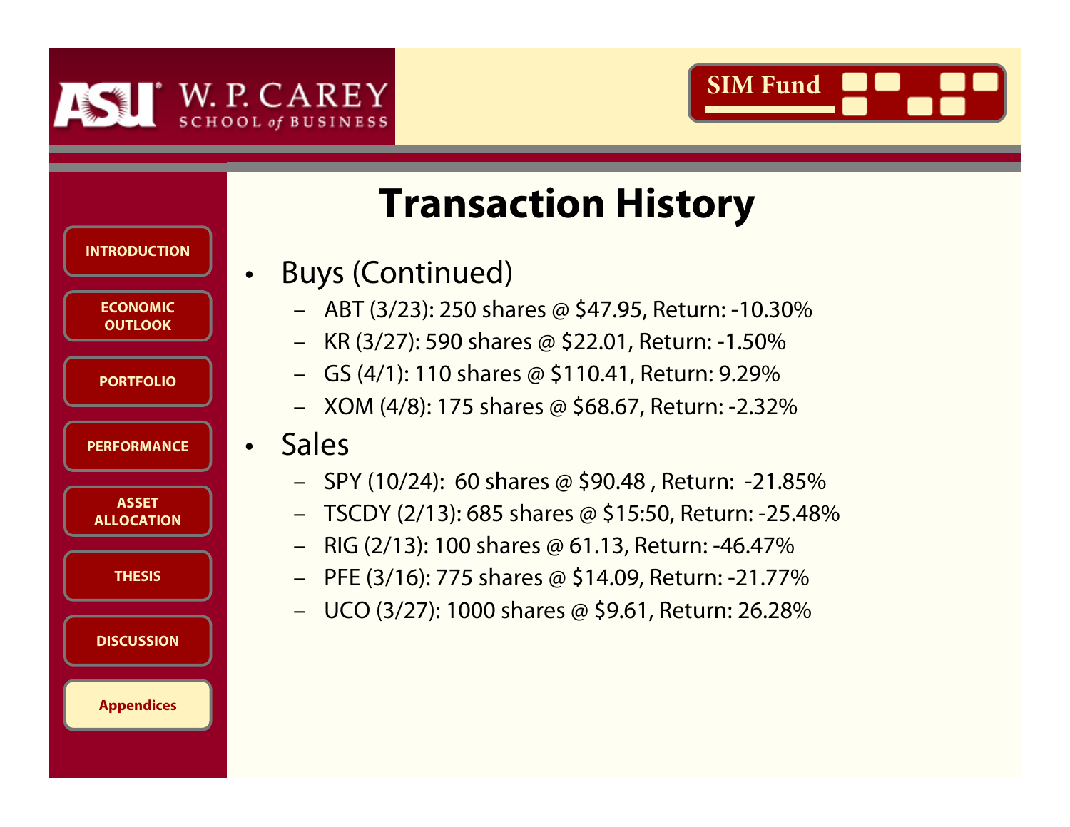# Transaction History

- Buys (Continued)
  - ABT (3/23): 250 shares @ $47.95, Return: -10.30%
  - KR (3/27): 590 shares @ $22.01, Return: -1.50%
  - GS (4/1): 110 shares @ $110.41, Return: 9.29%
  - XOM (4/8): 175 shares @ $68.67, Return: -2.32%
- Sales
  - SPY (10/24): 60 shares @ $90.48 , Return: -21.85%
  - TSCDY (2/13): 685 shares @ $15:50, Return: -25.48%
  - RIG (2/13): 100 shares @ 61.13, Return: -46.47%
  - PFE (3/16): 775 shares @ $14.09, Return: -21.77%
  - UCO (3/27): 1000 shares @ $9.61, Return: 26.28%